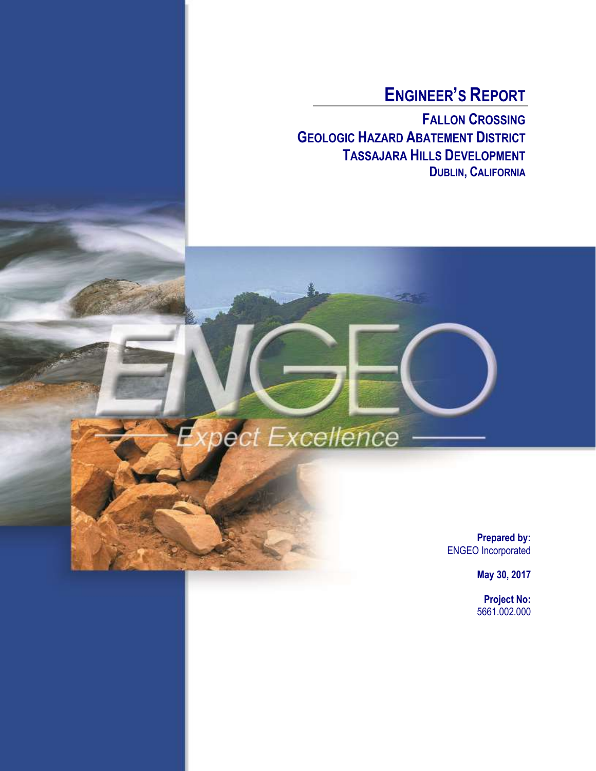# ENGINEER'S REPORT

## FALLON CROSSING
## GEOLOGIC HAZARD ABATEMENT DISTRICT
## TASSAJARA HILLS DEVELOPMENT
## DUBLIN, CALIFORNIA

ENGEO

Expect Excellence

**Prepared by:**
ENGEO Incorporated

**May 30, 2017**

**Project No:**
5661.002.000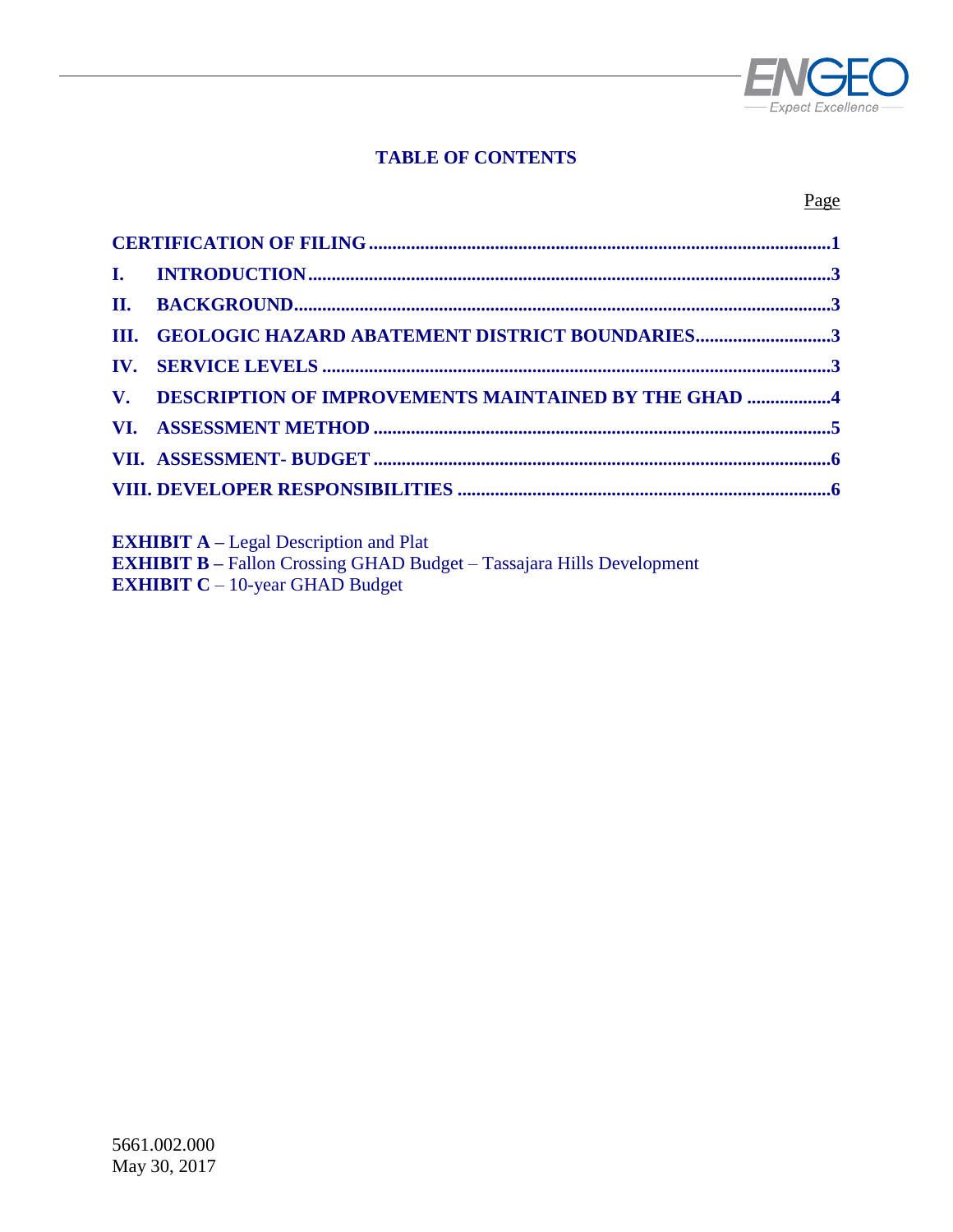## TABLE OF CONTENTS

| | Page |
|---|---|
| **CERTIFICATION OF FILING** | **1** |
| **I. INTRODUCTION** | **3** |
| **II. BACKGROUND** | **3** |
| **III. GEOLOGIC HAZARD ABATEMENT DISTRICT BOUNDARIES** | **3** |
| **IV. SERVICE LEVELS** | **3** |
| **V. DESCRIPTION OF IMPROVEMENTS MAINTAINED BY THE GHAD** | **4** |
| **VI. ASSESSMENT METHOD** | **5** |
| **VII. ASSESSMENT- BUDGET** | **6** |
| **VIII. DEVELOPER RESPONSIBILITIES** | **6** |

**EXHIBIT A –** Legal Description and Plat
**EXHIBIT B –** Fallon Crossing GHAD Budget – Tassajara Hills Development
**EXHIBIT C** – 10-year GHAD Budget

5661.002.000
May 30, 2017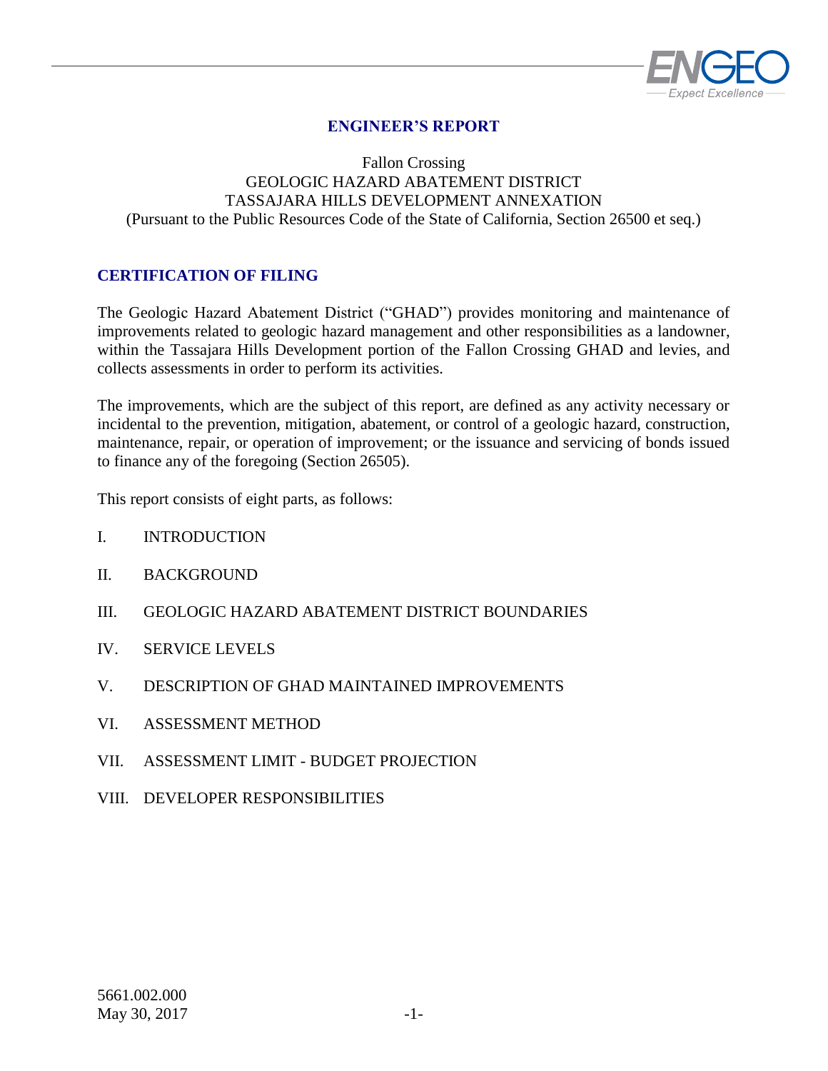# ENGINEER'S REPORT

Fallon Crossing
GEOLOGIC HAZARD ABATEMENT DISTRICT
TASSAJARA HILLS DEVELOPMENT ANNEXATION
(Pursuant to the Public Resources Code of the State of California, Section 26500 et seq.)

## CERTIFICATION OF FILING

The Geologic Hazard Abatement District ("GHAD") provides monitoring and maintenance of improvements related to geologic hazard management and other responsibilities as a landowner, within the Tassajara Hills Development portion of the Fallon Crossing GHAD and levies, and collects assessments in order to perform its activities.

The improvements, which are the subject of this report, are defined as any activity necessary or incidental to the prevention, mitigation, abatement, or control of a geologic hazard, construction, maintenance, repair, or operation of improvement; or the issuance and servicing of bonds issued to finance any of the foregoing (Section 26505).

This report consists of eight parts, as follows:

I. INTRODUCTION

II. BACKGROUND

III. GEOLOGIC HAZARD ABATEMENT DISTRICT BOUNDARIES

IV. SERVICE LEVELS

V. DESCRIPTION OF GHAD MAINTAINED IMPROVEMENTS

VI. ASSESSMENT METHOD

VII. ASSESSMENT LIMIT - BUDGET PROJECTION

VIII. DEVELOPER RESPONSIBILITIES

5661.002.000
May 30, 2017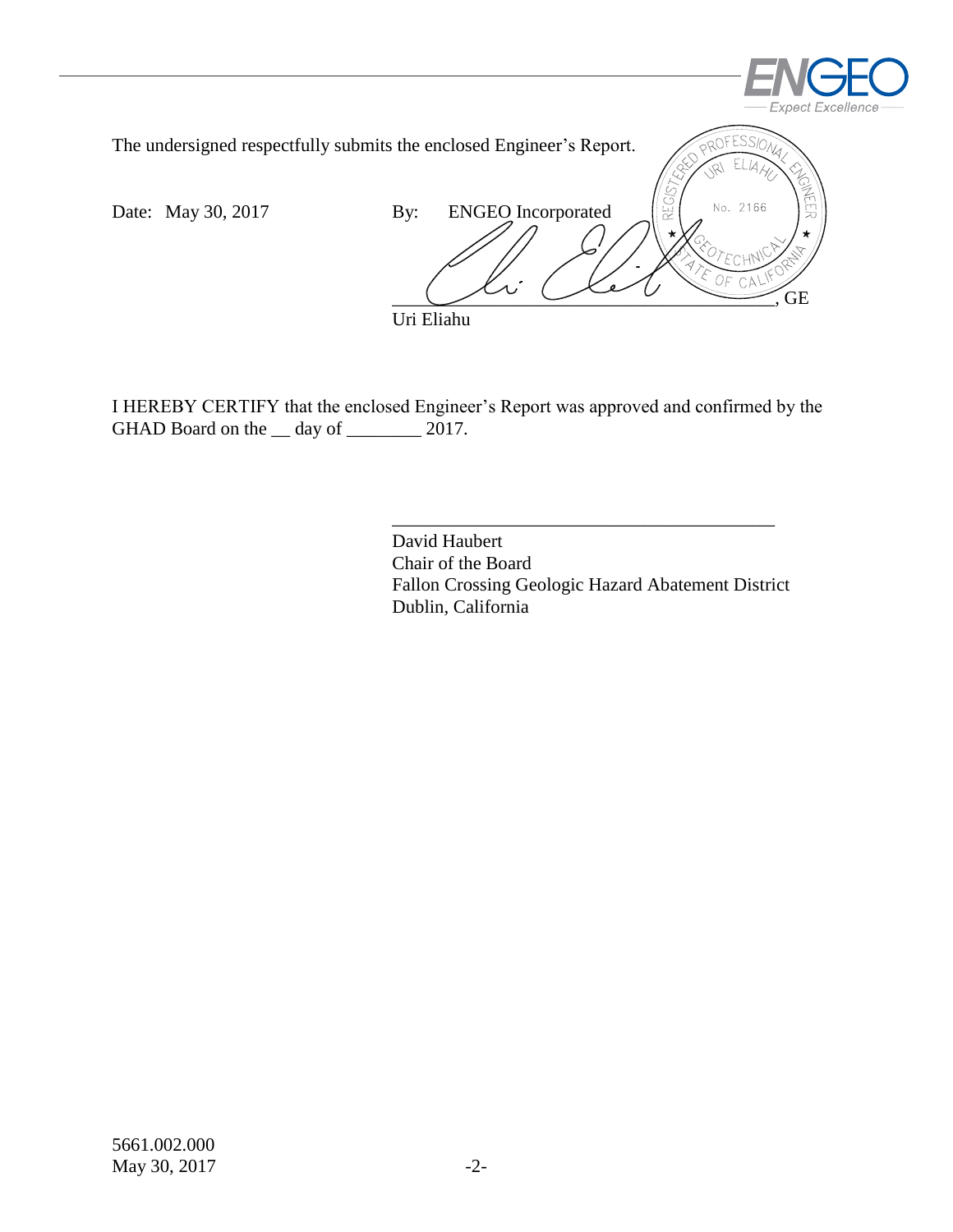The undersigned respectfully submits the enclosed Engineer's Report.

Date: May 30, 2017

By: ENGEO Incorporated

\_\_\_\_\_\_\_\_\_\_\_\_\_\_\_\_\_\_\_\_\_\_\_\_\_\_\_\_\_\_\_\_\_\_\_\_\_\_\_\_\_\_, GE
Uri Eliahu

I HEREBY CERTIFY that the enclosed Engineer's Report was approved and confirmed by the GHAD Board on the __ day of ________ 2017.

\_\_\_\_\_\_\_\_\_\_\_\_\_\_\_\_\_\_\_\_\_\_\_\_\_\_\_\_\_\_\_\_\_\_\_\_\_\_\_\_\_\_
David Haubert
Chair of the Board
Fallon Crossing Geologic Hazard Abatement District
Dublin, California

5661.002.000
May 30, 2017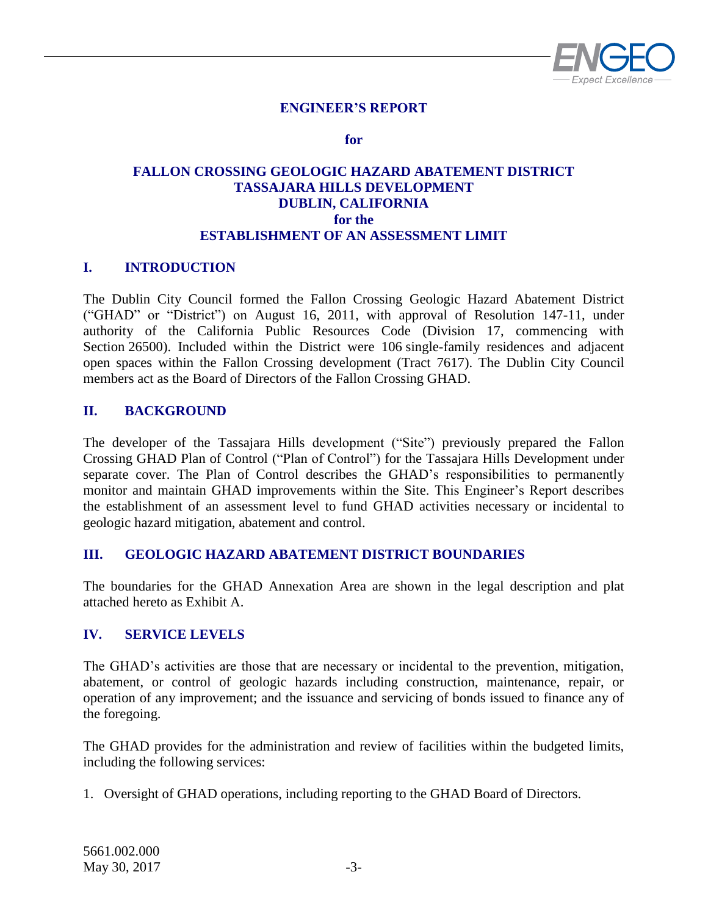**ENGINEER'S REPORT**

**for**

**FALLON CROSSING GEOLOGIC HAZARD ABATEMENT DISTRICT**
**TASSAJARA HILLS DEVELOPMENT**
**DUBLIN, CALIFORNIA**
**for the**
**ESTABLISHMENT OF AN ASSESSMENT LIMIT**

## I. INTRODUCTION

The Dublin City Council formed the Fallon Crossing Geologic Hazard Abatement District ("GHAD" or "District") on August 16, 2011, with approval of Resolution 147-11, under authority of the California Public Resources Code (Division 17, commencing with Section 26500). Included within the District were 106 single-family residences and adjacent open spaces within the Fallon Crossing development (Tract 7617). The Dublin City Council members act as the Board of Directors of the Fallon Crossing GHAD.

## II. BACKGROUND

The developer of the Tassajara Hills development ("Site") previously prepared the Fallon Crossing GHAD Plan of Control ("Plan of Control") for the Tassajara Hills Development under separate cover. The Plan of Control describes the GHAD's responsibilities to permanently monitor and maintain GHAD improvements within the Site. This Engineer's Report describes the establishment of an assessment level to fund GHAD activities necessary or incidental to geologic hazard mitigation, abatement and control.

## III. GEOLOGIC HAZARD ABATEMENT DISTRICT BOUNDARIES

The boundaries for the GHAD Annexation Area are shown in the legal description and plat attached hereto as Exhibit A.

## IV. SERVICE LEVELS

The GHAD's activities are those that are necessary or incidental to the prevention, mitigation, abatement, or control of geologic hazards including construction, maintenance, repair, or operation of any improvement; and the issuance and servicing of bonds issued to finance any of the foregoing.

The GHAD provides for the administration and review of facilities within the budgeted limits, including the following services:

1. Oversight of GHAD operations, including reporting to the GHAD Board of Directors.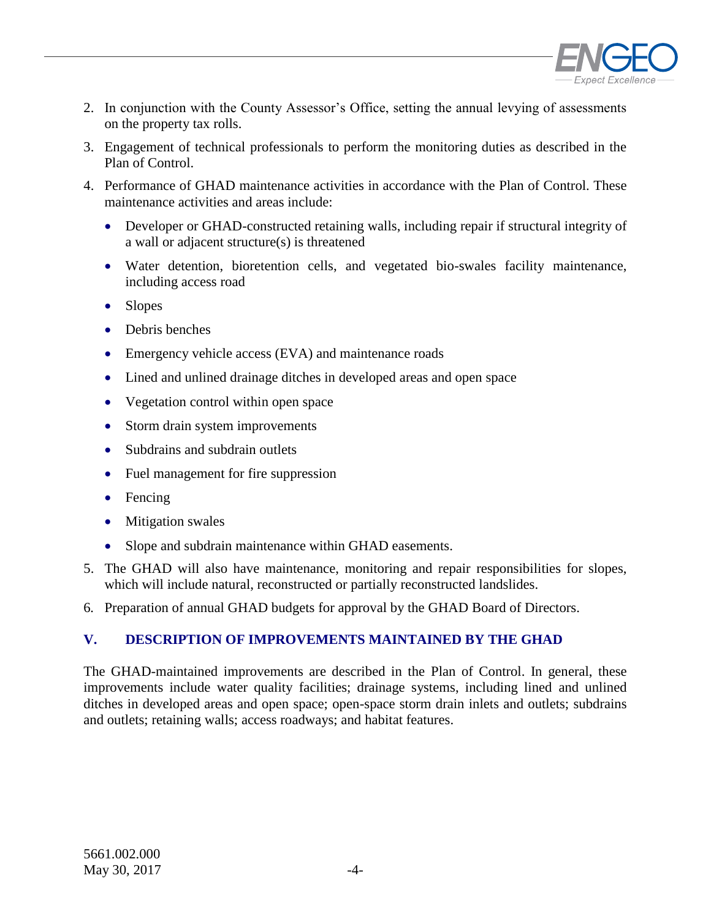2. In conjunction with the County Assessor's Office, setting the annual levying of assessments on the property tax rolls.
3. Engagement of technical professionals to perform the monitoring duties as described in the Plan of Control.
4. Performance of GHAD maintenance activities in accordance with the Plan of Control. These maintenance activities and areas include:
   - Developer or GHAD-constructed retaining walls, including repair if structural integrity of a wall or adjacent structure(s) is threatened
   - Water detention, bioretention cells, and vegetated bio-swales facility maintenance, including access road
   - Slopes
   - Debris benches
   - Emergency vehicle access (EVA) and maintenance roads
   - Lined and unlined drainage ditches in developed areas and open space
   - Vegetation control within open space
   - Storm drain system improvements
   - Subdrains and subdrain outlets
   - Fuel management for fire suppression
   - Fencing
   - Mitigation swales
   - Slope and subdrain maintenance within GHAD easements.
5. The GHAD will also have maintenance, monitoring and repair responsibilities for slopes, which will include natural, reconstructed or partially reconstructed landslides.
6. Preparation of annual GHAD budgets for approval by the GHAD Board of Directors.

## V. DESCRIPTION OF IMPROVEMENTS MAINTAINED BY THE GHAD

The GHAD-maintained improvements are described in the Plan of Control. In general, these improvements include water quality facilities; drainage systems, including lined and unlined ditches in developed areas and open space; open-space storm drain inlets and outlets; subdrains and outlets; retaining walls; access roadways; and habitat features.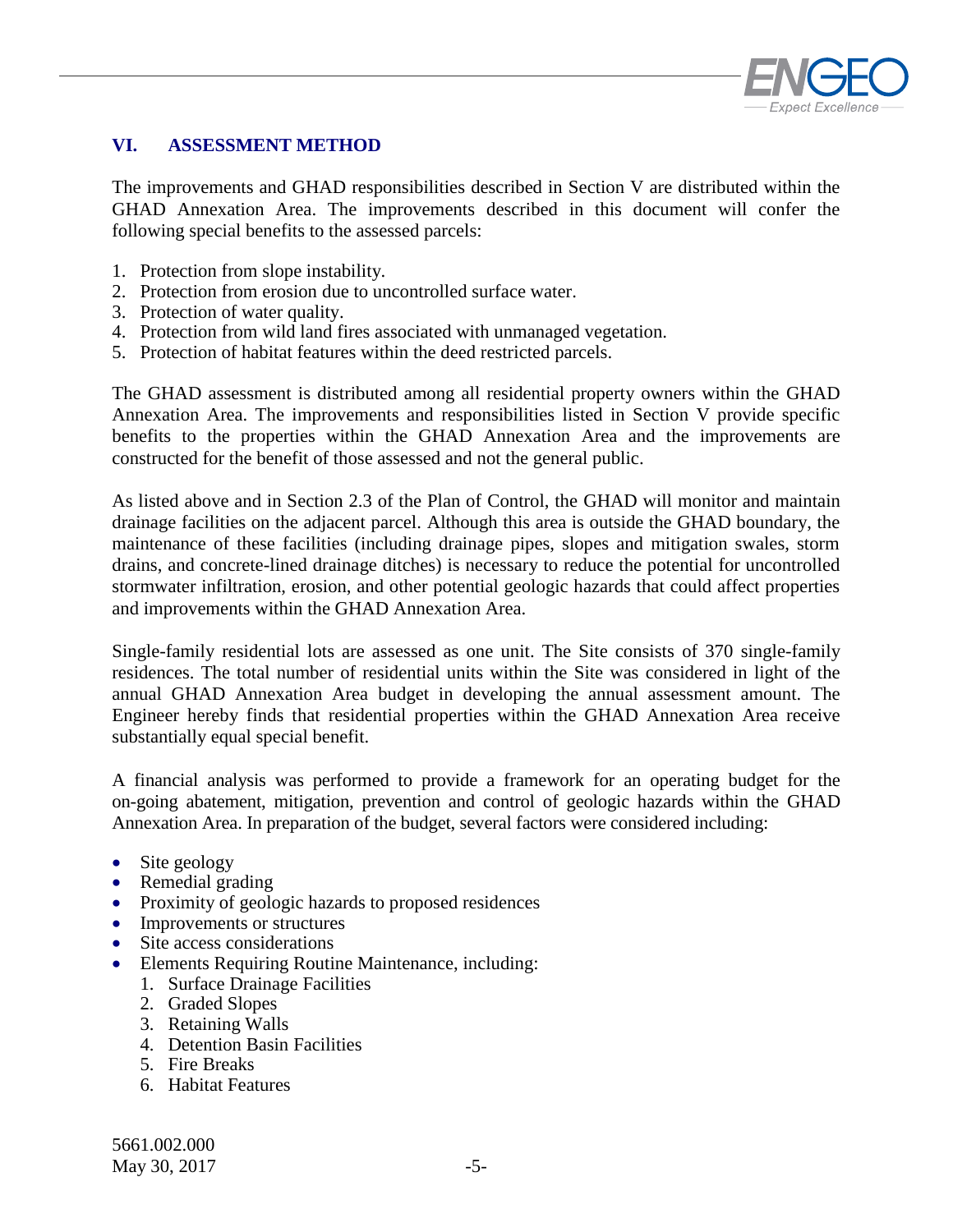## VI. ASSESSMENT METHOD

The improvements and GHAD responsibilities described in Section V are distributed within the GHAD Annexation Area. The improvements described in this document will confer the following special benefits to the assessed parcels:

1. Protection from slope instability.
2. Protection from erosion due to uncontrolled surface water.
3. Protection of water quality.
4. Protection from wild land fires associated with unmanaged vegetation.
5. Protection of habitat features within the deed restricted parcels.

The GHAD assessment is distributed among all residential property owners within the GHAD Annexation Area. The improvements and responsibilities listed in Section V provide specific benefits to the properties within the GHAD Annexation Area and the improvements are constructed for the benefit of those assessed and not the general public.

As listed above and in Section 2.3 of the Plan of Control, the GHAD will monitor and maintain drainage facilities on the adjacent parcel. Although this area is outside the GHAD boundary, the maintenance of these facilities (including drainage pipes, slopes and mitigation swales, storm drains, and concrete-lined drainage ditches) is necessary to reduce the potential for uncontrolled stormwater infiltration, erosion, and other potential geologic hazards that could affect properties and improvements within the GHAD Annexation Area.

Single-family residential lots are assessed as one unit. The Site consists of 370 single-family residences. The total number of residential units within the Site was considered in light of the annual GHAD Annexation Area budget in developing the annual assessment amount. The Engineer hereby finds that residential properties within the GHAD Annexation Area receive substantially equal special benefit.

A financial analysis was performed to provide a framework for an operating budget for the on-going abatement, mitigation, prevention and control of geologic hazards within the GHAD Annexation Area. In preparation of the budget, several factors were considered including:

- Site geology
- Remedial grading
- Proximity of geologic hazards to proposed residences
- Improvements or structures
- Site access considerations
- Elements Requiring Routine Maintenance, including:
  1. Surface Drainage Facilities
  2. Graded Slopes
  3. Retaining Walls
  4. Detention Basin Facilities
  5. Fire Breaks
  6. Habitat Features

5661.002.000
May 30, 2017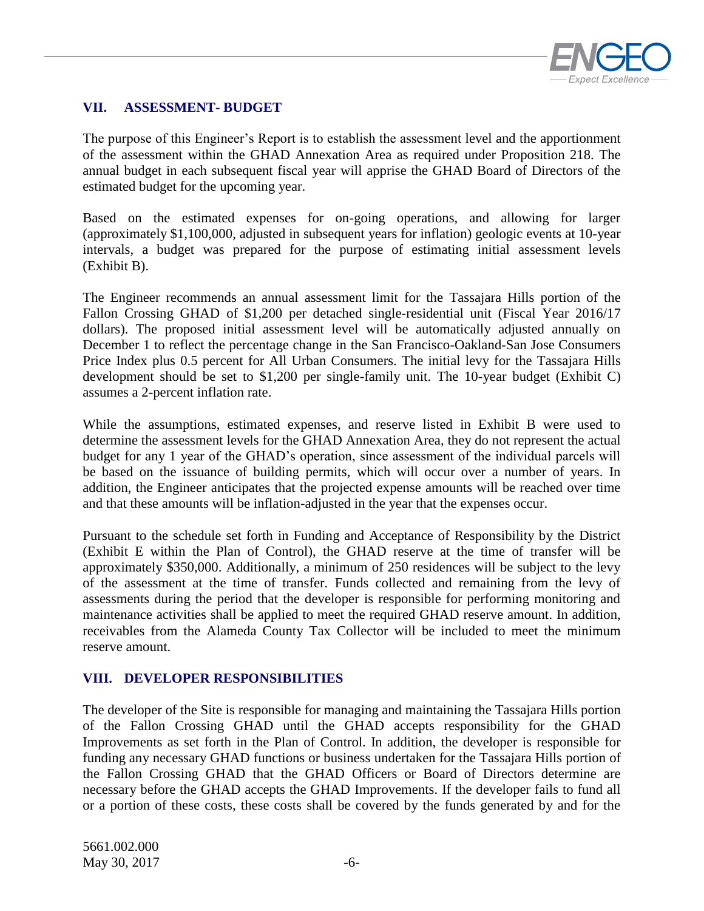## VII. ASSESSMENT- BUDGET

The purpose of this Engineer's Report is to establish the assessment level and the apportionment of the assessment within the GHAD Annexation Area as required under Proposition 218. The annual budget in each subsequent fiscal year will apprise the GHAD Board of Directors of the estimated budget for the upcoming year.

Based on the estimated expenses for on-going operations, and allowing for larger (approximately $1,100,000, adjusted in subsequent years for inflation) geologic events at 10-year intervals, a budget was prepared for the purpose of estimating initial assessment levels (Exhibit B).

The Engineer recommends an annual assessment limit for the Tassajara Hills portion of the Fallon Crossing GHAD of $1,200 per detached single-residential unit (Fiscal Year 2016/17 dollars). The proposed initial assessment level will be automatically adjusted annually on December 1 to reflect the percentage change in the San Francisco-Oakland-San Jose Consumers Price Index plus 0.5 percent for All Urban Consumers. The initial levy for the Tassajara Hills development should be set to $1,200 per single-family unit. The 10-year budget (Exhibit C) assumes a 2-percent inflation rate.

While the assumptions, estimated expenses, and reserve listed in Exhibit B were used to determine the assessment levels for the GHAD Annexation Area, they do not represent the actual budget for any 1 year of the GHAD's operation, since assessment of the individual parcels will be based on the issuance of building permits, which will occur over a number of years. In addition, the Engineer anticipates that the projected expense amounts will be reached over time and that these amounts will be inflation-adjusted in the year that the expenses occur.

Pursuant to the schedule set forth in Funding and Acceptance of Responsibility by the District (Exhibit E within the Plan of Control), the GHAD reserve at the time of transfer will be approximately $350,000. Additionally, a minimum of 250 residences will be subject to the levy of the assessment at the time of transfer. Funds collected and remaining from the levy of assessments during the period that the developer is responsible for performing monitoring and maintenance activities shall be applied to meet the required GHAD reserve amount. In addition, receivables from the Alameda County Tax Collector will be included to meet the minimum reserve amount.

## VIII. DEVELOPER RESPONSIBILITIES

The developer of the Site is responsible for managing and maintaining the Tassajara Hills portion of the Fallon Crossing GHAD until the GHAD accepts responsibility for the GHAD Improvements as set forth in the Plan of Control. In addition, the developer is responsible for funding any necessary GHAD functions or business undertaken for the Tassajara Hills portion of the Fallon Crossing GHAD that the GHAD Officers or Board of Directors determine are necessary before the GHAD accepts the GHAD Improvements. If the developer fails to fund all or a portion of these costs, these costs shall be covered by the funds generated by and for the

5661.002.000
May 30, 2017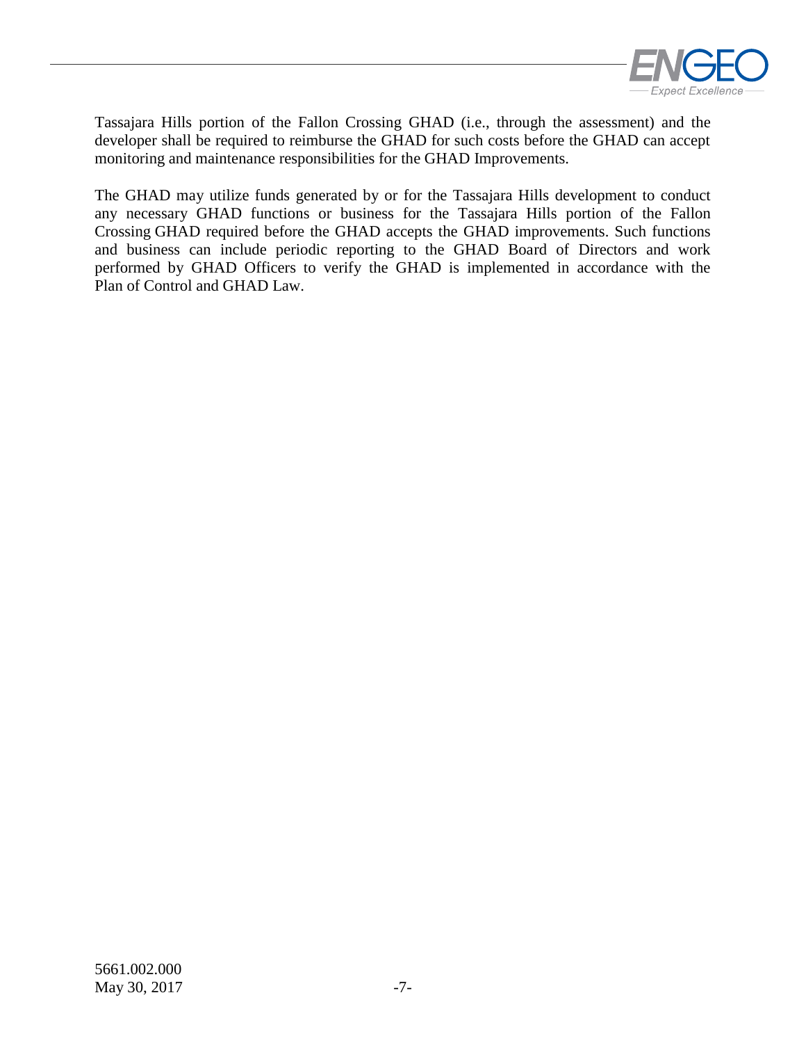Tassajara Hills portion of the Fallon Crossing GHAD (i.e., through the assessment) and the developer shall be required to reimburse the GHAD for such costs before the GHAD can accept monitoring and maintenance responsibilities for the GHAD Improvements.

The GHAD may utilize funds generated by or for the Tassajara Hills development to conduct any necessary GHAD functions or business for the Tassajara Hills portion of the Fallon Crossing GHAD required before the GHAD accepts the GHAD improvements. Such functions and business can include periodic reporting to the GHAD Board of Directors and work performed by GHAD Officers to verify the GHAD is implemented in accordance with the Plan of Control and GHAD Law.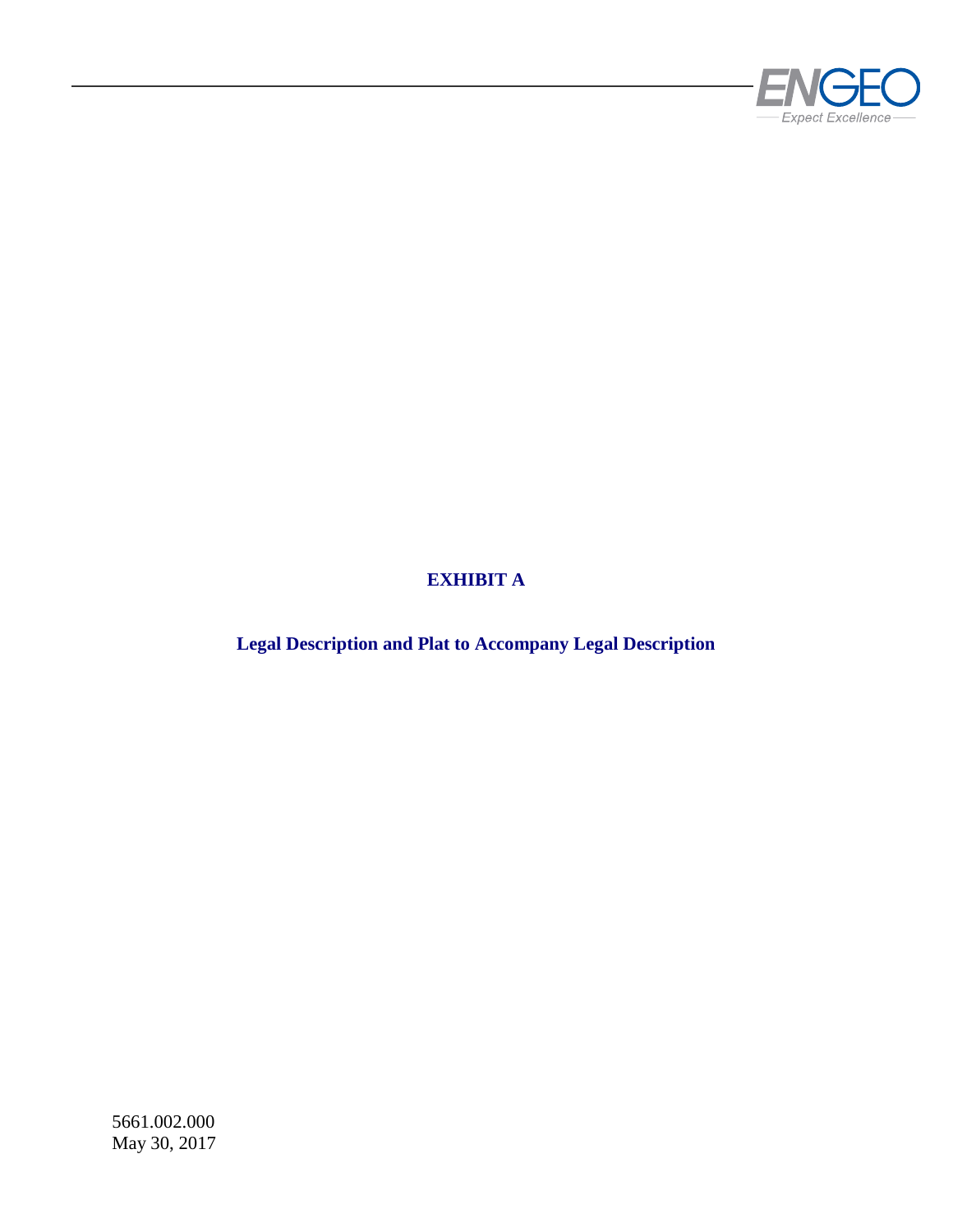# EXHIBIT A

## Legal Description and Plat to Accompany Legal Description

5661.002.000
May 30, 2017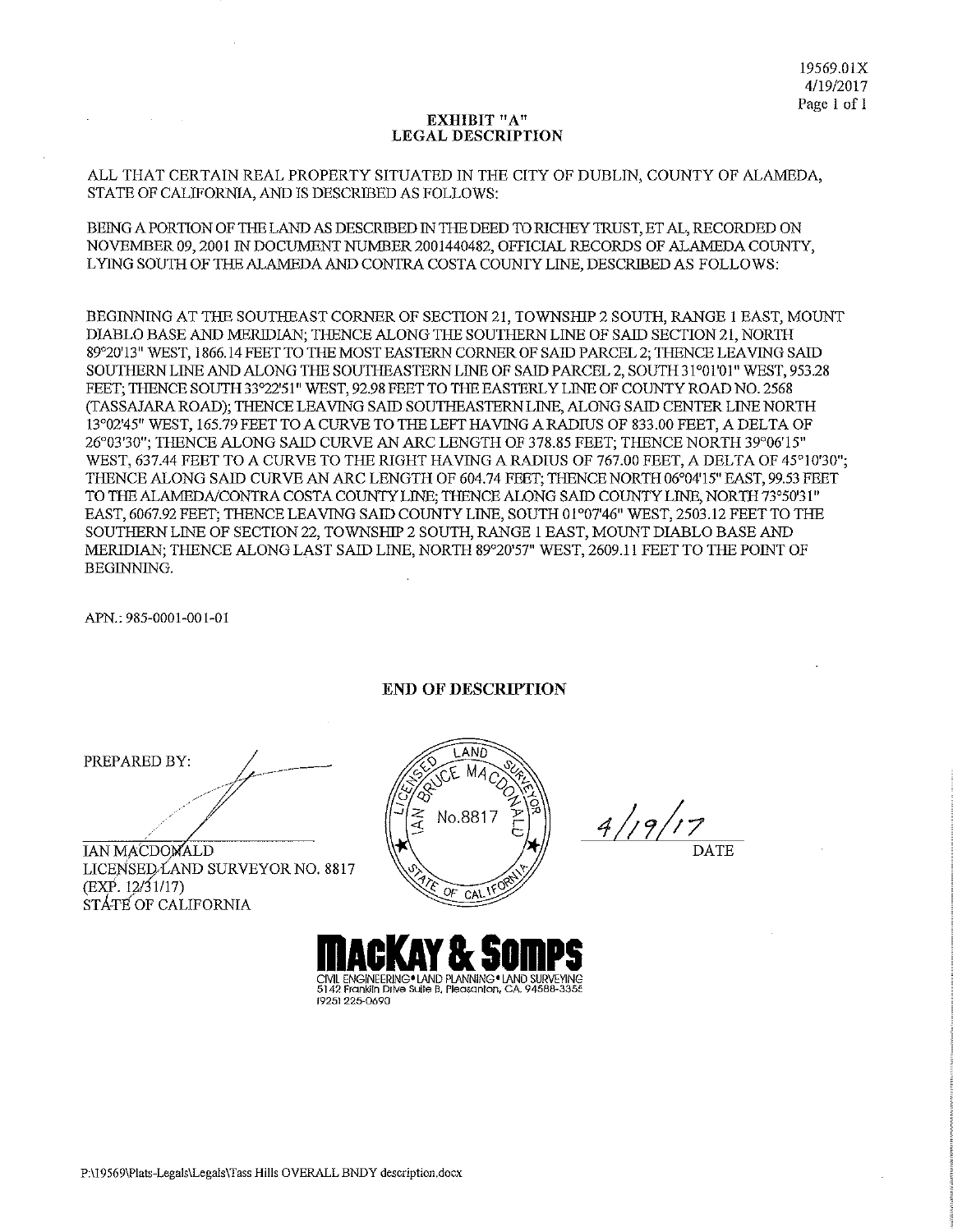19569.01X
4/19/2017
Page 1 of 1

**EXHIBIT "A"**
**LEGAL DESCRIPTION**

ALL THAT CERTAIN REAL PROPERTY SITUATED IN THE CITY OF DUBLIN, COUNTY OF ALAMEDA, STATE OF CALIFORNIA, AND IS DESCRIBED AS FOLLOWS:

BEING A PORTION OF THE LAND AS DESCRIBED IN THE DEED TO RICHEY TRUST, ET AL, RECORDED ON NOVEMBER 09, 2001 IN DOCUMENT NUMBER 2001440482, OFFICIAL RECORDS OF ALAMEDA COUNTY, LYING SOUTH OF THE ALAMEDA AND CONTRA COSTA COUNTY LINE, DESCRIBED AS FOLLOWS:

BEGINNING AT THE SOUTHEAST CORNER OF SECTION 21, TOWNSHIP 2 SOUTH, RANGE 1 EAST, MOUNT DIABLO BASE AND MERIDIAN; THENCE ALONG THE SOUTHERN LINE OF SAID SECTION 21, NORTH 89°20'13" WEST, 1866.14 FEET TO THE MOST EASTERN CORNER OF SAID PARCEL 2; THENCE LEAVING SAID SOUTHERN LINE AND ALONG THE SOUTHEASTERN LINE OF SAID PARCEL 2, SOUTH 31°01'01" WEST, 953.28 FEET; THENCE SOUTH 33°22'51" WEST, 92.98 FEET TO THE EASTERLY LINE OF COUNTY ROAD NO. 2568 (TASSAJARA ROAD); THENCE LEAVING SAID SOUTHEASTERN LINE, ALONG SAID CENTER LINE NORTH 13°02'45" WEST, 165.79 FEET TO A CURVE TO THE LEFT HAVING A RADIUS OF 833.00 FEET, A DELTA OF 26°03'30"; THENCE ALONG SAID CURVE AN ARC LENGTH OF 378.85 FEET; THENCE NORTH 39°06'15" WEST, 637.44 FEET TO A CURVE TO THE RIGHT HAVING A RADIUS OF 767.00 FEET, A DELTA OF 45°10'30"; THENCE ALONG SAID CURVE AN ARC LENGTH OF 604.74 FEET; THENCE NORTH 06°04'15" EAST, 99.53 FEET TO THE ALAMEDA/CONTRA COSTA COUNTY LINE; THENCE ALONG SAID COUNTY LINE, NORTH 73°50'31" EAST, 6067.92 FEET; THENCE LEAVING SAID COUNTY LINE, SOUTH 01°07'46" WEST, 2503.12 FEET TO THE SOUTHERN LINE OF SECTION 22, TOWNSHIP 2 SOUTH, RANGE 1 EAST, MOUNT DIABLO BASE AND MERIDIAN; THENCE ALONG LAST SAID LINE, NORTH 89°20'57" WEST, 2609.11 FEET TO THE POINT OF BEGINNING.

APN.: 985-0001-001-01

**END OF DESCRIPTION**

PREPARED BY:

IAN MACDONALD
LICENSED LAND SURVEYOR NO. 8817
(EXP. 12/31/17)
STATE OF CALIFORNIA

LICENSED LAND SURVEYOR
IAN BRUCE MACDONALD
No.8817
STATE OF CALIFORNIA

4/19/17
DATE

**MACKAY & SOMPS**
CIVIL ENGINEERING • LAND PLANNING • LAND SURVEYING
5142 Franklin Drive Suite B, Pleasanton, CA 94588-3355
(925) 225-0690

P:\19569\Plats-Legals\Legals\Tass Hills OVERALL BNDY description.docx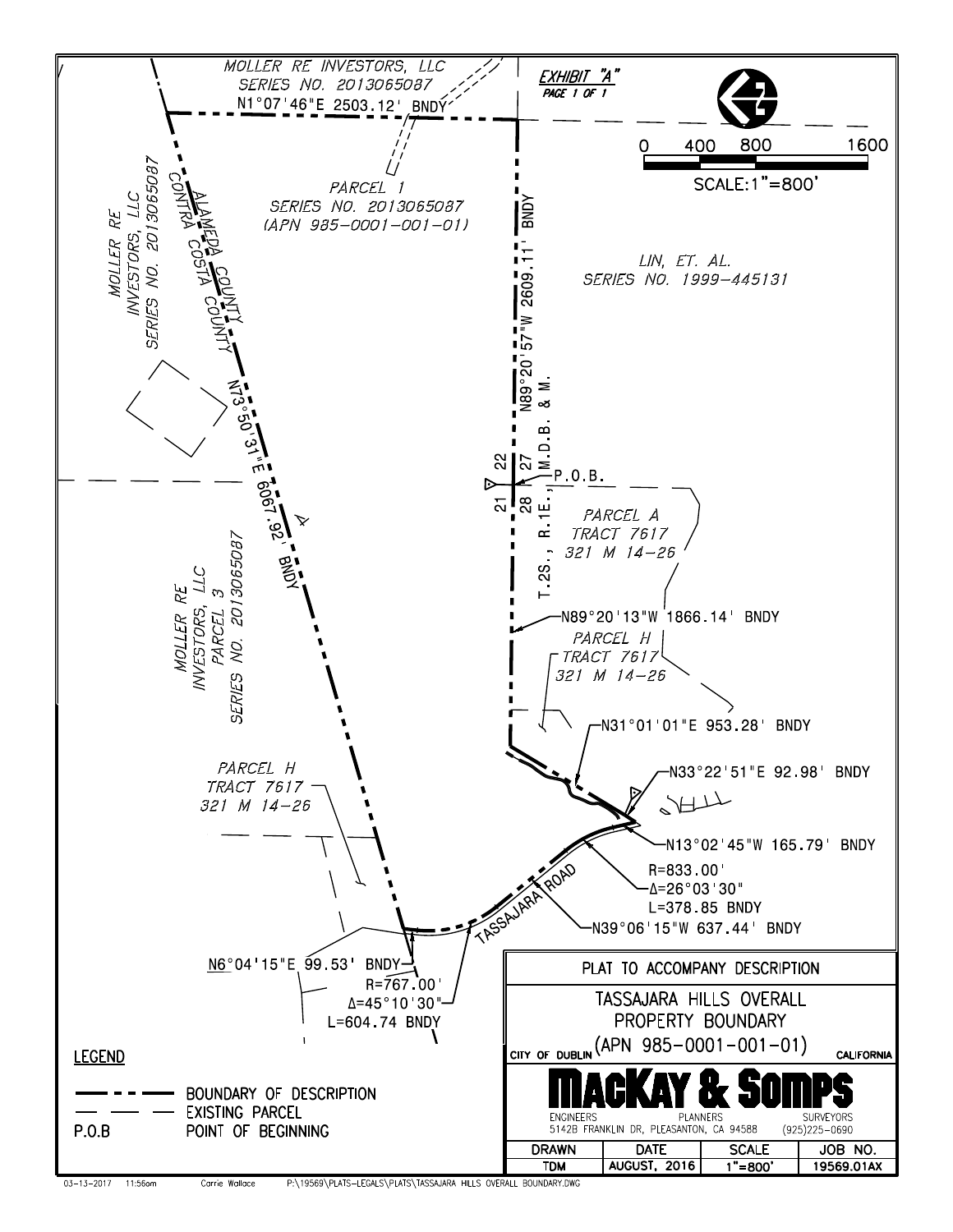EXHIBIT "A"
PAGE 1 OF 1

MOLLER RE INVESTORS, LLC
SERIES NO. 2013065087

N1°07'46"E 2503.12' BNDY

PARCEL 1
SERIES NO. 2013065087
(APN 985-0001-001-01)

MOLLER RE INVESTORS, LLC
SERIES NO. 2013065087

ALAMEDA COUNTY
CONTRA COSTA COUNTY

N73°50'31"E 6067.92' BNDY

N89°20'57"W 2609.11' BNDY

LIN, ET. AL.
SERIES NO. 1999-445131

T.2S., R.1E., M.D.B. & M.

22 27
21 28

P.O.B.

PARCEL A
TRACT 7617
321 M 14-26

MOLLER RE INVESTORS, LLC
PARCEL 3
SERIES NO. 2013065087

N89°20'13"W 1866.14' BNDY

PARCEL H
TRACT 7617
321 M 14-26

N31°01'01"E 953.28' BNDY

N33°22'51"E 92.98' BNDY

PARCEL H
TRACT 7617
321 M 14-26

N13°02'45"W 165.79' BNDY

R=833.00'
Δ=26°03'30"
L=378.85 BNDY

TASSAJARA ROAD

N39°06'15"W 637.44' BNDY

N6°04'15"E 99.53' BNDY

R=767.00'
Δ=45°10'30"
L=604.74 BNDY

0 400 800 1600
SCALE:1"=800'

## LEGEND

- BOUNDARY OF DESCRIPTION
- EXISTING PARCEL
- P.O.B — POINT OF BEGINNING

PLAT TO ACCOMPANY DESCRIPTION

TASSAJARA HILLS OVERALL
PROPERTY BOUNDARY
(APN 985-0001-001-01)

CITY OF DUBLIN — CALIFORNIA

**MACKAY & SOMPS**

ENGINEERS — PLANNERS — SURVEYORS
5142B FRANKLIN DR, PLEASANTON, CA 94588 (925)225-0690

| DRAWN | DATE | SCALE | JOB NO. |
|---|---|---|---|
| TDM | AUGUST, 2016 | 1"=800' | 19569.01AX |

03-13-2017 11:56am Carrie Wallace P:\19569\PLATS-LEGALS\PLATS\TASSAJARA HILLS OVERALL BOUNDARY.DWG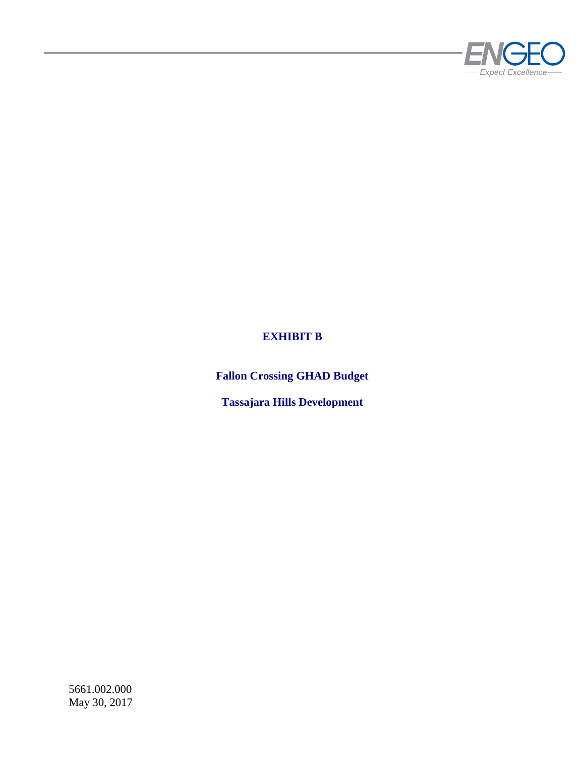# EXHIBIT B

## Fallon Crossing GHAD Budget

## Tassajara Hills Development

5661.002.000
May 30, 2017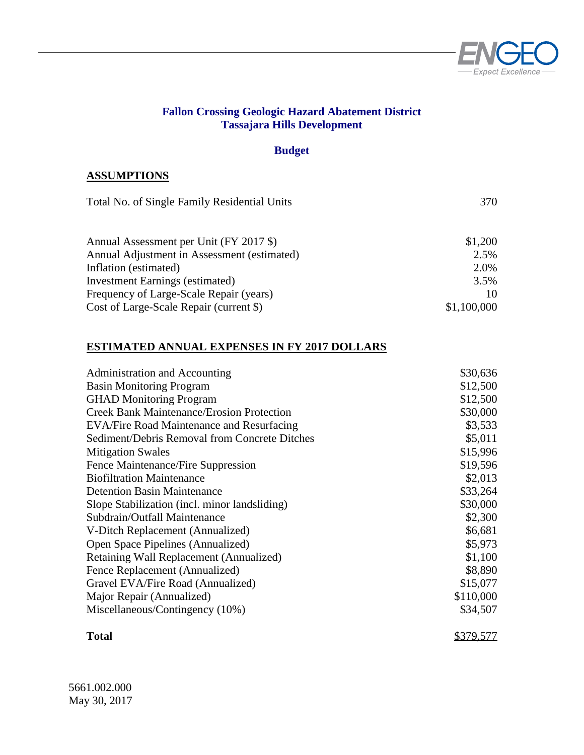**Fallon Crossing Geologic Hazard Abatement District**
**Tassajara Hills Development**

**Budget**

**ASSUMPTIONS**

| | |
|---|---|
| Total No. of Single Family Residential Units | 370 |
| Annual Assessment per Unit (FY 2017 $) | $1,200 |
| Annual Adjustment in Assessment (estimated) | 2.5% |
| Inflation (estimated) | 2.0% |
| Investment Earnings (estimated) | 3.5% |
| Frequency of Large-Scale Repair (years) | 10 |
| Cost of Large-Scale Repair (current $) | $1,100,000 |

**ESTIMATED ANNUAL EXPENSES IN FY 2017 DOLLARS**

| | |
|---|---|
| Administration and Accounting | $30,636 |
| Basin Monitoring Program | $12,500 |
| GHAD Monitoring Program | $12,500 |
| Creek Bank Maintenance/Erosion Protection | $30,000 |
| EVA/Fire Road Maintenance and Resurfacing | $3,533 |
| Sediment/Debris Removal from Concrete Ditches | $5,011 |
| Mitigation Swales | $15,996 |
| Fence Maintenance/Fire Suppression | $19,596 |
| Biofiltration Maintenance | $2,013 |
| Detention Basin Maintenance | $33,264 |
| Slope Stabilization (incl. minor landsliding) | $30,000 |
| Subdrain/Outfall Maintenance | $2,300 |
| V-Ditch Replacement (Annualized) | $6,681 |
| Open Space Pipelines (Annualized) | $5,973 |
| Retaining Wall Replacement (Annualized) | $1,100 |
| Fence Replacement (Annualized) | $8,890 |
| Gravel EVA/Fire Road (Annualized) | $15,077 |
| Major Repair (Annualized) | $110,000 |
| Miscellaneous/Contingency (10%) | $34,507 |
| **Total** | $379,577 |

5661.002.000
May 30, 2017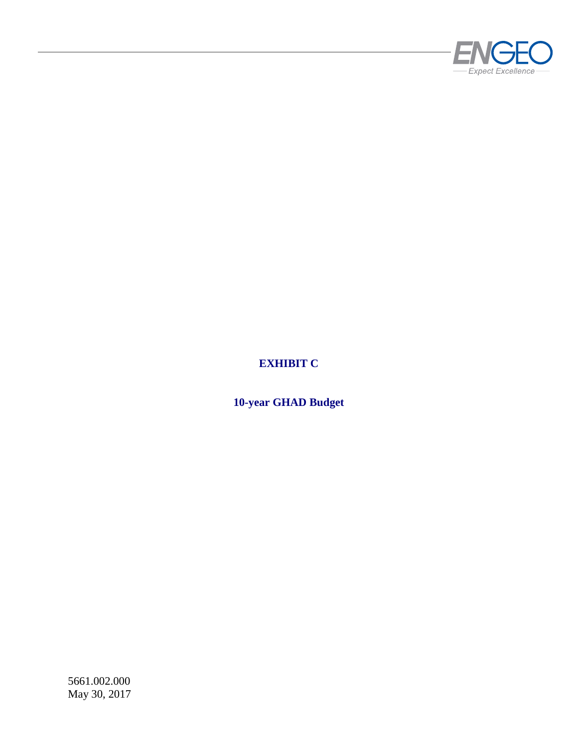**EXHIBIT C**

**10-year GHAD Budget**

5661.002.000
May 30, 2017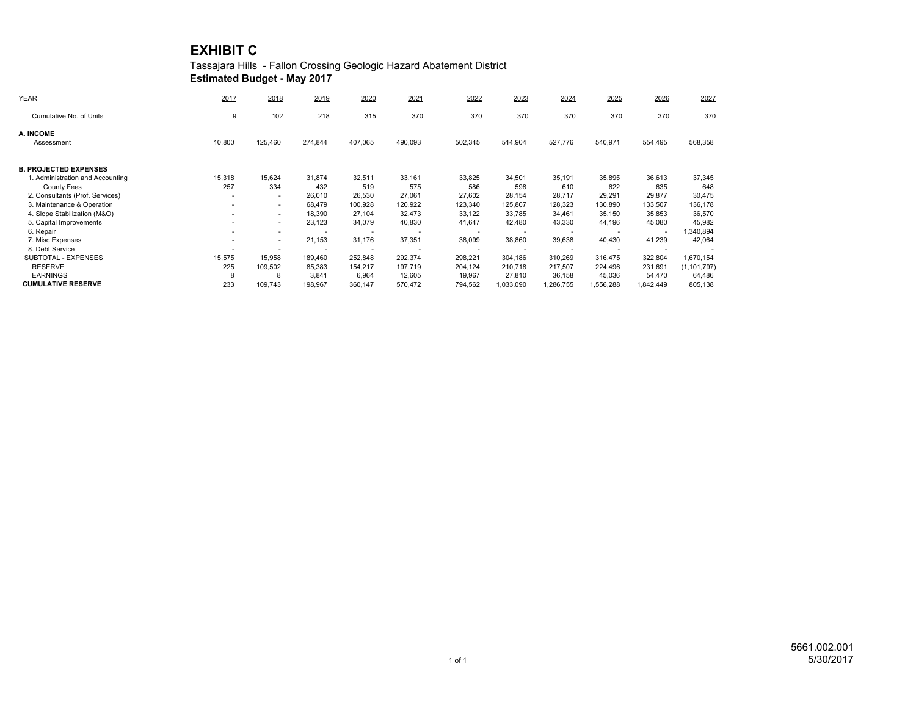# EXHIBIT C

Tassajara Hills - Fallon Crossing Geologic Hazard Abatement District

**Estimated Budget - May 2017**

| YEAR | 2017 | 2018 | 2019 | 2020 | 2021 | 2022 | 2023 | 2024 | 2025 | 2026 | 2027 |
|---|---|---|---|---|---|---|---|---|---|---|---|
| Cumulative No. of Units | 9 | 102 | 218 | 315 | 370 | 370 | 370 | 370 | 370 | 370 | 370 |
| **A. INCOME** | | | | | | | | | | | |
| Assessment | 10,800 | 125,460 | 274,844 | 407,065 | 490,093 | 502,345 | 514,904 | 527,776 | 540,971 | 554,495 | 568,358 |
| **B. PROJECTED EXPENSES** | | | | | | | | | | | |
| 1. Administration and Accounting | 15,318 | 15,624 | 31,874 | 32,511 | 33,161 | 33,825 | 34,501 | 35,191 | 35,895 | 36,613 | 37,345 |
| County Fees | 257 | 334 | 432 | 519 | 575 | 586 | 598 | 610 | 622 | 635 | 648 |
| 2. Consultants (Prof. Services) | - | - | 26,010 | 26,530 | 27,061 | 27,602 | 28,154 | 28,717 | 29,291 | 29,877 | 30,475 |
| 3. Maintenance & Operation | - | - | 68,479 | 100,928 | 120,922 | 123,340 | 125,807 | 128,323 | 130,890 | 133,507 | 136,178 |
| 4. Slope Stabilization (M&O) | - | - | 18,390 | 27,104 | 32,473 | 33,122 | 33,785 | 34,461 | 35,150 | 35,853 | 36,570 |
| 5. Capital Improvements | - | - | 23,123 | 34,079 | 40,830 | 41,647 | 42,480 | 43,330 | 44,196 | 45,080 | 45,982 |
| 6. Repair | - | - | - | - | - | - | - | - | - | - | 1,340,894 |
| 7. Misc Expenses | - | - | 21,153 | 31,176 | 37,351 | 38,099 | 38,860 | 39,638 | 40,430 | 41,239 | 42,064 |
| 8. Debt Service | - | - | - | - | - | - | - | - | - | - | - |
| SUBTOTAL - EXPENSES | 15,575 | 15,958 | 189,460 | 252,848 | 292,374 | 298,221 | 304,186 | 310,269 | 316,475 | 322,804 | 1,670,154 |
| RESERVE | 225 | 109,502 | 85,383 | 154,217 | 197,719 | 204,124 | 210,718 | 217,507 | 224,496 | 231,691 | (1,101,797) |
| EARNINGS | 8 | 8 | 3,841 | 6,964 | 12,605 | 19,967 | 27,810 | 36,158 | 45,036 | 54,470 | 64,486 |
| **CUMULATIVE RESERVE** | 233 | 109,743 | 198,967 | 360,147 | 570,472 | 794,562 | 1,033,090 | 1,286,755 | 1,556,288 | 1,842,449 | 805,138 |

5661.002.001
5/30/2017